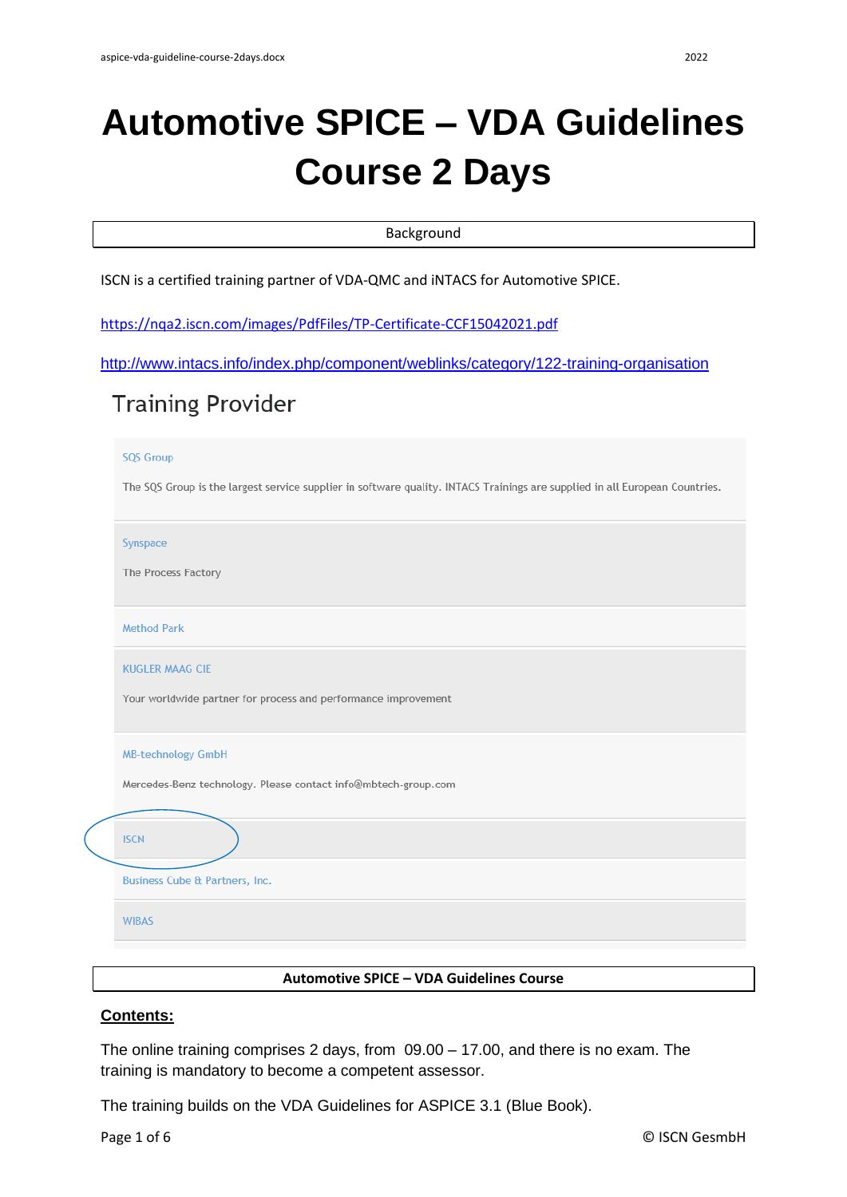# Automotive SPICE – VDA Guidelines Course 2 Days

## Background

ISCN is a certified training partner of VDA-QMC and iNTACS for Automotive SPICE.

https://nqa2.iscn.com/images/PdfFiles/TP-Certificate-CCF15042021.pdf

http://www.intacs.info/index.php/component/weblinks/category/122-training-organisation

### Training Provider

SQS Group

The SQS Group is the largest service supplier in software quality. INTACS Trainings are supplied in all European Countries.

Synspace

The Process Factory

Method Park

KUGLER MAAG CIE

Your worldwide partner for process and performance improvement

MB-technology GmbH

Mercedes-Benz technology. Please contact info@mbtech-group.com

ISCN

Business Cube & Partners, Inc.

WIBAS

## Automotive SPICE – VDA Guidelines Course

**Contents:**

The online training comprises 2 days, from 09.00 – 17.00, and there is no exam. The training is mandatory to become a competent assessor.

The training builds on the VDA Guidelines for ASPICE 3.1 (Blue Book).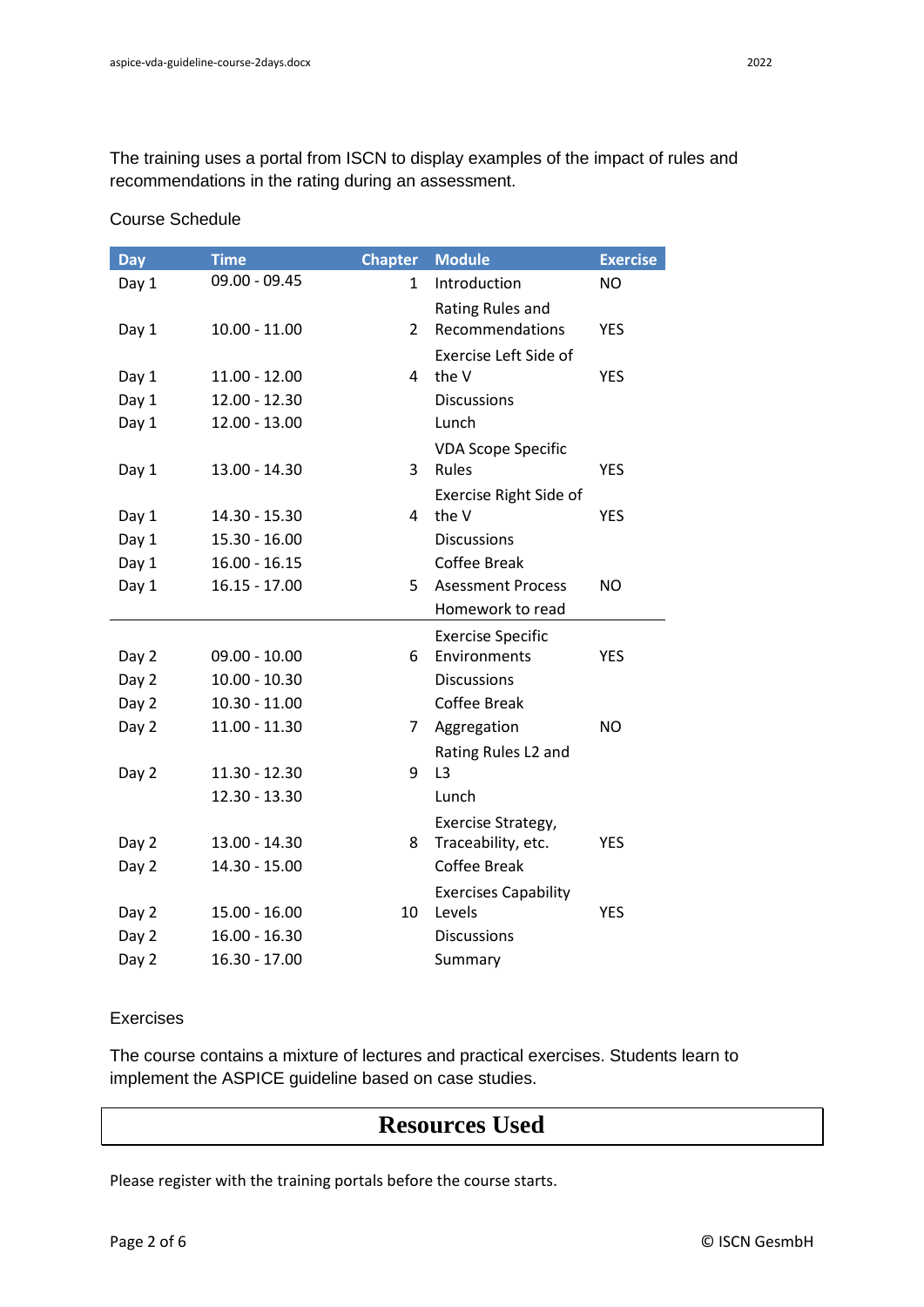The training uses a portal from ISCN to display examples of the impact of rules and recommendations in the rating during an assessment.

Course Schedule

| Day | Time | Chapter | Module | Exercise |
| --- | --- | --- | --- | --- |
| Day 1 | 09.00 - 09.45 | 1 | Introduction | NO |
| Day 1 | 10.00 - 11.00 | 2 | Rating Rules and Recommendations | YES |
| Day 1 | 11.00 - 12.00 | 4 | Exercise Left Side of the V | YES |
| Day 1 | 12.00 - 12.30 | | Discussions | |
| Day 1 | 12.00 - 13.00 | | Lunch | |
| Day 1 | 13.00 - 14.30 | 3 | VDA Scope Specific Rules | YES |
| Day 1 | 14.30 - 15.30 | 4 | Exercise Right Side of the V | YES |
| Day 1 | 15.30 - 16.00 | | Discussions | |
| Day 1 | 16.00 - 16.15 | | Coffee Break | |
| Day 1 | 16.15 - 17.00 | 5 | Asessment Process | NO |
| | | | Homework to read | |
| Day 2 | 09.00 - 10.00 | 6 | Exercise Specific Environments | YES |
| Day 2 | 10.00 - 10.30 | | Discussions | |
| Day 2 | 10.30 - 11.00 | | Coffee Break | |
| Day 2 | 11.00 - 11.30 | 7 | Aggregation | NO |
| Day 2 | 11.30 - 12.30 | 9 | Rating Rules L2 and L3 | |
| | 12.30 - 13.30 | | Lunch | |
| Day 2 | 13.00 - 14.30 | 8 | Exercise Strategy, Traceability, etc. | YES |
| Day 2 | 14.30 - 15.00 | | Coffee Break | |
| Day 2 | 15.00 - 16.00 | 10 | Exercises Capability Levels | YES |
| Day 2 | 16.00 - 16.30 | | Discussions | |
| Day 2 | 16.30 - 17.00 | | Summary | |

Exercises

The course contains a mixture of lectures and practical exercises. Students learn to implement the ASPICE guideline based on case studies.

# Resources Used

Please register with the training portals before the course starts.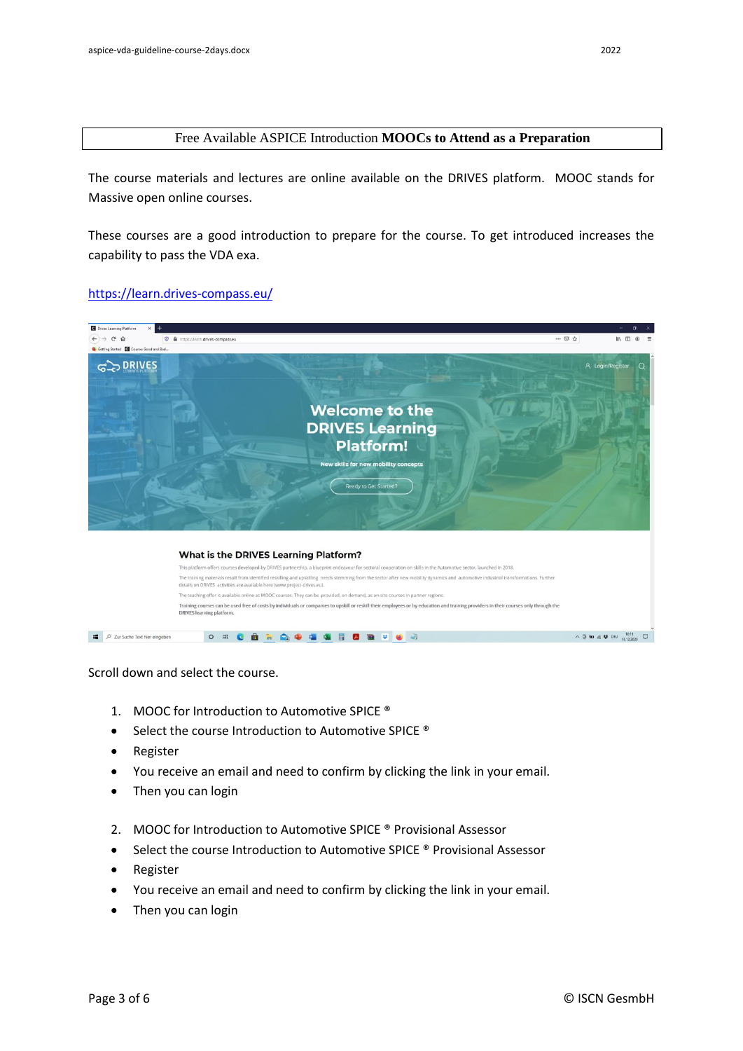## Free Available ASPICE Introduction **MOOCs to Attend as a Preparation**

The course materials and lectures are online available on the DRIVES platform. MOOC stands for Massive open online courses.

These courses are a good introduction to prepare for the course. To get introduced increases the capability to pass the VDA exa.

[https://learn.drives-compass.eu/](https://learn.drives-compass.eu/)

Scroll down and select the course.

1. MOOC for Introduction to Automotive SPICE ®
   - Select the course Introduction to Automotive SPICE ®
   - Register
   - You receive an email and need to confirm by clicking the link in your email.
   - Then you can login

2. MOOC for Introduction to Automotive SPICE ® Provisional Assessor
   - Select the course Introduction to Automotive SPICE ® Provisional Assessor
   - Register
   - You receive an email and need to confirm by clicking the link in your email.
   - Then you can login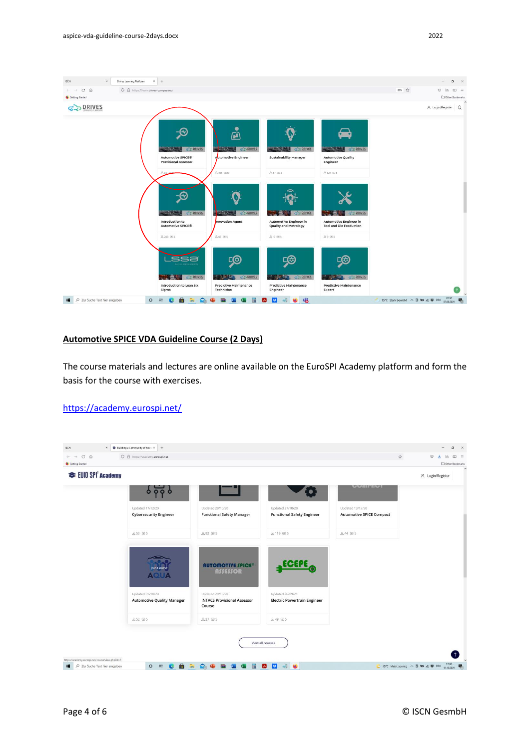## Automotive SPICE VDA Guideline Course (2 Days)

The course materials and lectures are online available on the EuroSPI Academy platform and form the basis for the course with exercises.

https://academy.eurospi.net/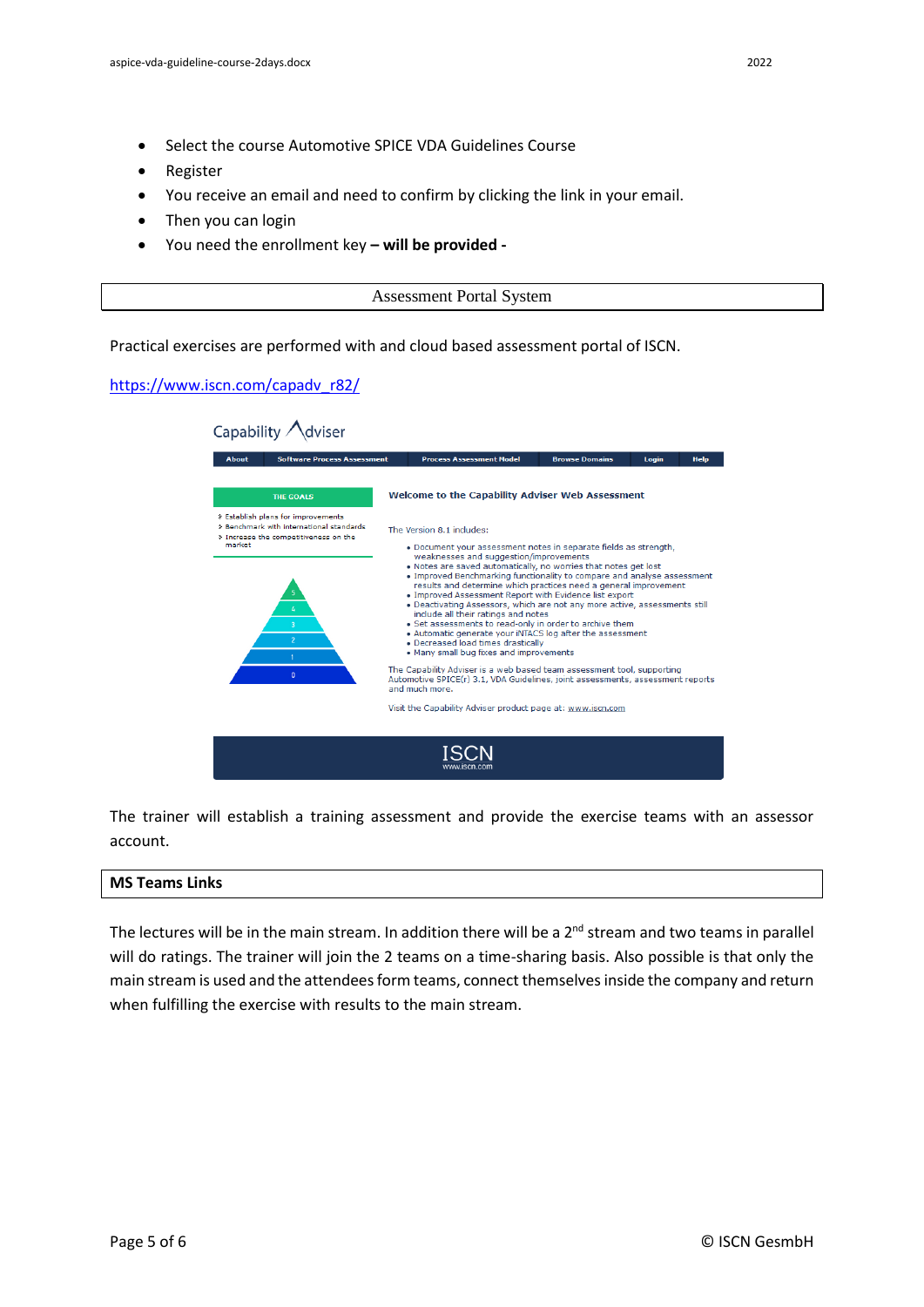- Select the course Automotive SPICE VDA Guidelines Course
- Register
- You receive an email and need to confirm by clicking the link in your email.
- Then you can login
- You need the enrollment key **– will be provided -**

## Assessment Portal System

Practical exercises are performed with and cloud based assessment portal of ISCN.

https://www.iscn.com/capadv_r82/

Capability Adviser

About | Software Process Assessment | Process Assessment Model | Browse Domains | Login | Help

THE GOALS

- Establish plans for improvements
- Benchmark with international standards
- Increase the competitiveness on the market

5
4
3
2
1
0

**Welcome to the Capability Adviser Web Assessment**

The Version 8.1 includes:

- Document your assessment notes in separate fields as strength, weaknesses and suggestion/improvements
- Notes are saved automatically, no worries that notes get lost
- Improved Benchmarking functionality to compare and analyse assessment results and determine which practices need a general improvement
- Improved Assessment Report with Evidence list export
- Deactivating Assessors, which are not any more active, assessments still include all their ratings and notes
- Set assessments to read-only in order to archive them
- Automatic generate your iNTACS log after the assessment
- Decreased load times drastically
- Many small bug fixes and improvements

The Capability Adviser is a web based team assessment tool, supporting Automotive SPICE(r) 3.1, VDA Guidelines, joint assessments, assessment reports and much more.

Visit the Capability Adviser product page at: www.iscn.com

ISCN
www.iscn.com

The trainer will establish a training assessment and provide the exercise teams with an assessor account.

## MS Teams Links

The lectures will be in the main stream. In addition there will be a 2nd stream and two teams in parallel will do ratings. The trainer will join the 2 teams on a time-sharing basis. Also possible is that only the main stream is used and the attendees form teams, connect themselves inside the company and return when fulfilling the exercise with results to the main stream.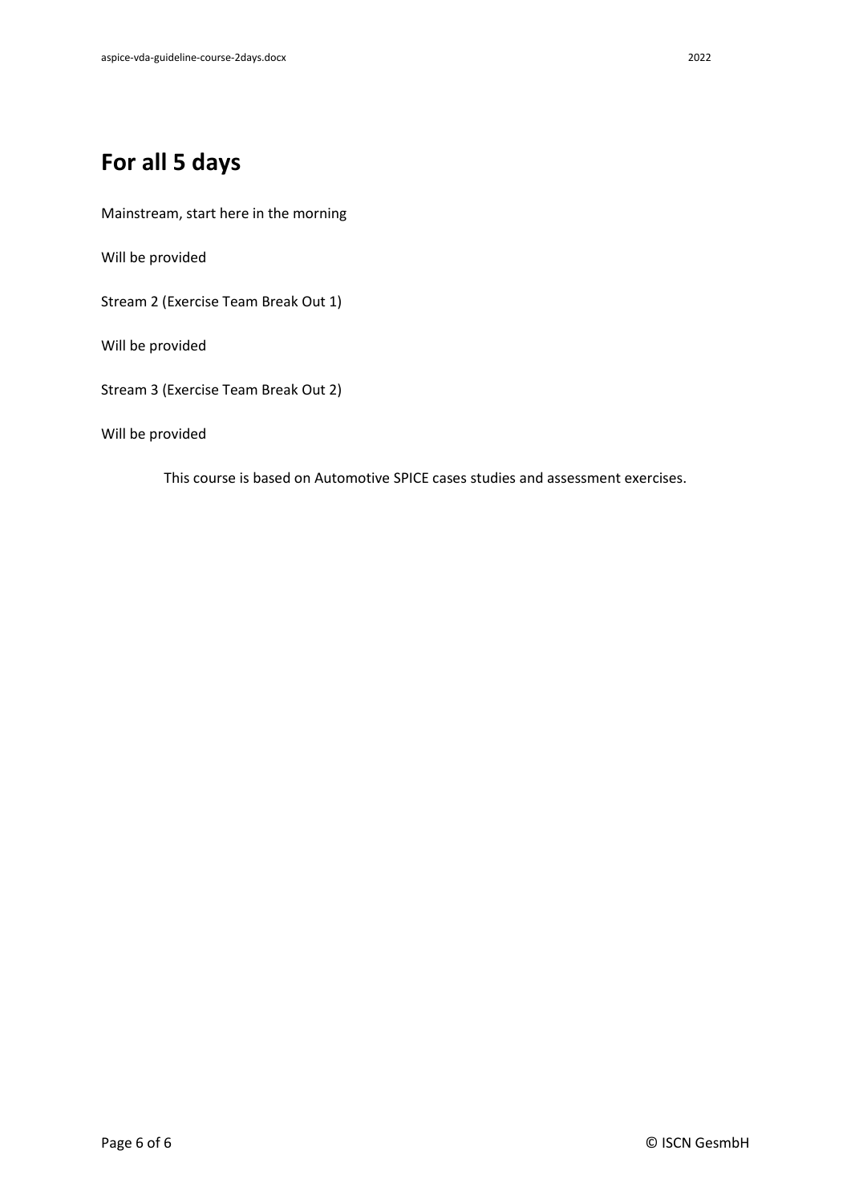## For all 5 days

Mainstream, start here in the morning

Will be provided

Stream 2 (Exercise Team Break Out 1)

Will be provided

Stream 3 (Exercise Team Break Out 2)

Will be provided

This course is based on Automotive SPICE cases studies and assessment exercises.